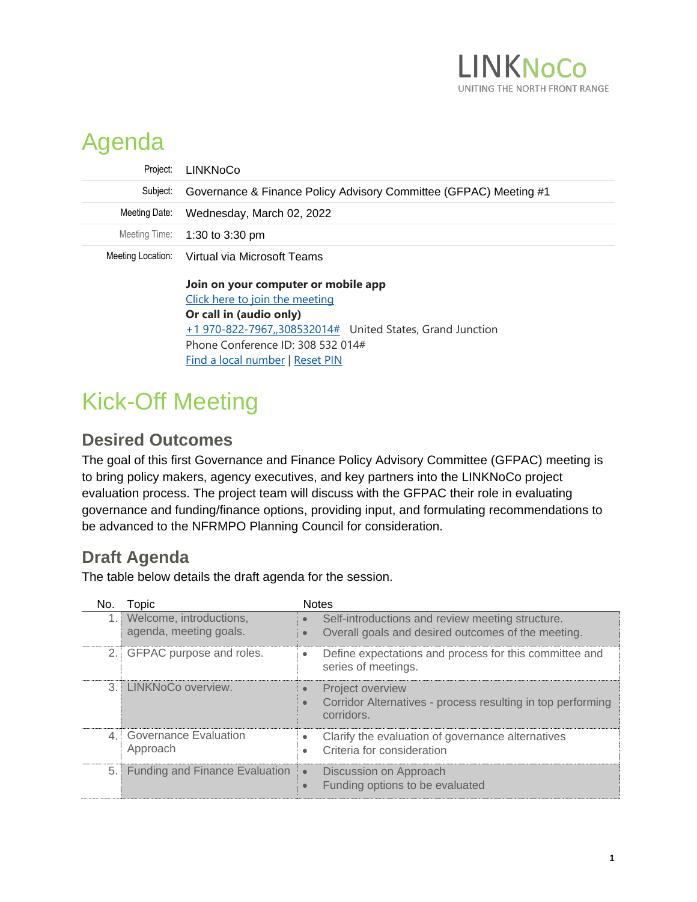LINKNoCo

UNITING THE NORTH FRONT RANGE

# Agenda

| | |
|---|---|
| Project: | LINKNoCo |
| Subject: | Governance & Finance Policy Advisory Committee (GFPAC) Meeting #1 |
| Meeting Date: | Wednesday, March 02, 2022 |
| Meeting Time: | 1:30 to 3:30 pm |
| Meeting Location: | Virtual via Microsoft Teams |

**Join on your computer or mobile app**
Click here to join the meeting
**Or call in (audio only)**
+1 970-822-7967,,308532014#   United States, Grand Junction
Phone Conference ID: 308 532 014#
Find a local number | Reset PIN

# Kick-Off Meeting

## Desired Outcomes

The goal of this first Governance and Finance Policy Advisory Committee (GFPAC) meeting is to bring policy makers, agency executives, and key partners into the LINKNoCo project evaluation process. The project team will discuss with the GFPAC their role in evaluating governance and funding/finance options, providing input, and formulating recommendations to be advanced to the NFRMPO Planning Council for consideration.

## Draft Agenda

The table below details the draft agenda for the session.

| No. | Topic | Notes |
|---|---|---|
| 1. | Welcome, introductions, agenda, meeting goals. | • Self-introductions and review meeting structure.<br>• Overall goals and desired outcomes of the meeting. |
| 2. | GFPAC purpose and roles. | • Define expectations and process for this committee and series of meetings. |
| 3. | LINKNoCo overview. | • Project overview<br>• Corridor Alternatives - process resulting in top performing corridors. |
| 4. | Governance Evaluation Approach | • Clarify the evaluation of governance alternatives<br>• Criteria for consideration |
| 5. | Funding and Finance Evaluation | • Discussion on Approach<br>• Funding options to be evaluated |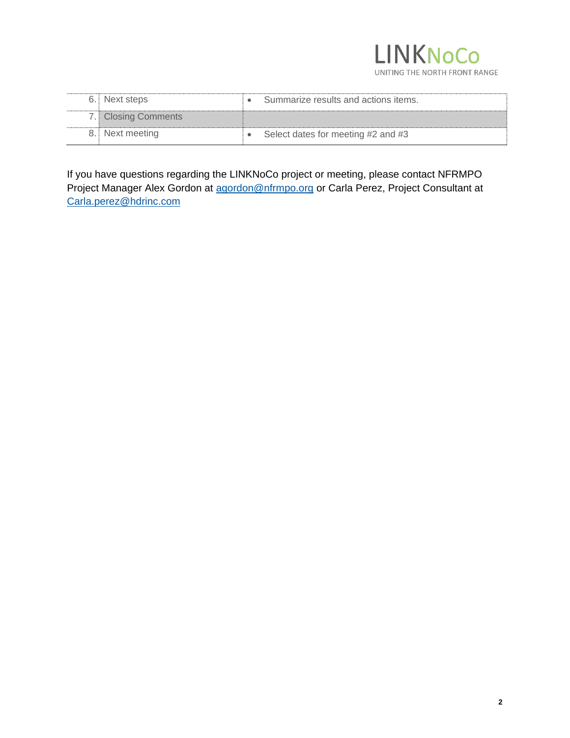| | | |
|---|---|---|
| 6. | Next steps | • Summarize results and actions items. |
| 7. | Closing Comments | |
| 8. | Next meeting | • Select dates for meeting #2 and #3 |

If you have questions regarding the LINKNoCo project or meeting, please contact NFRMPO Project Manager Alex Gordon at agordon@nfrmpo.org or Carla Perez, Project Consultant at Carla.perez@hdrinc.com